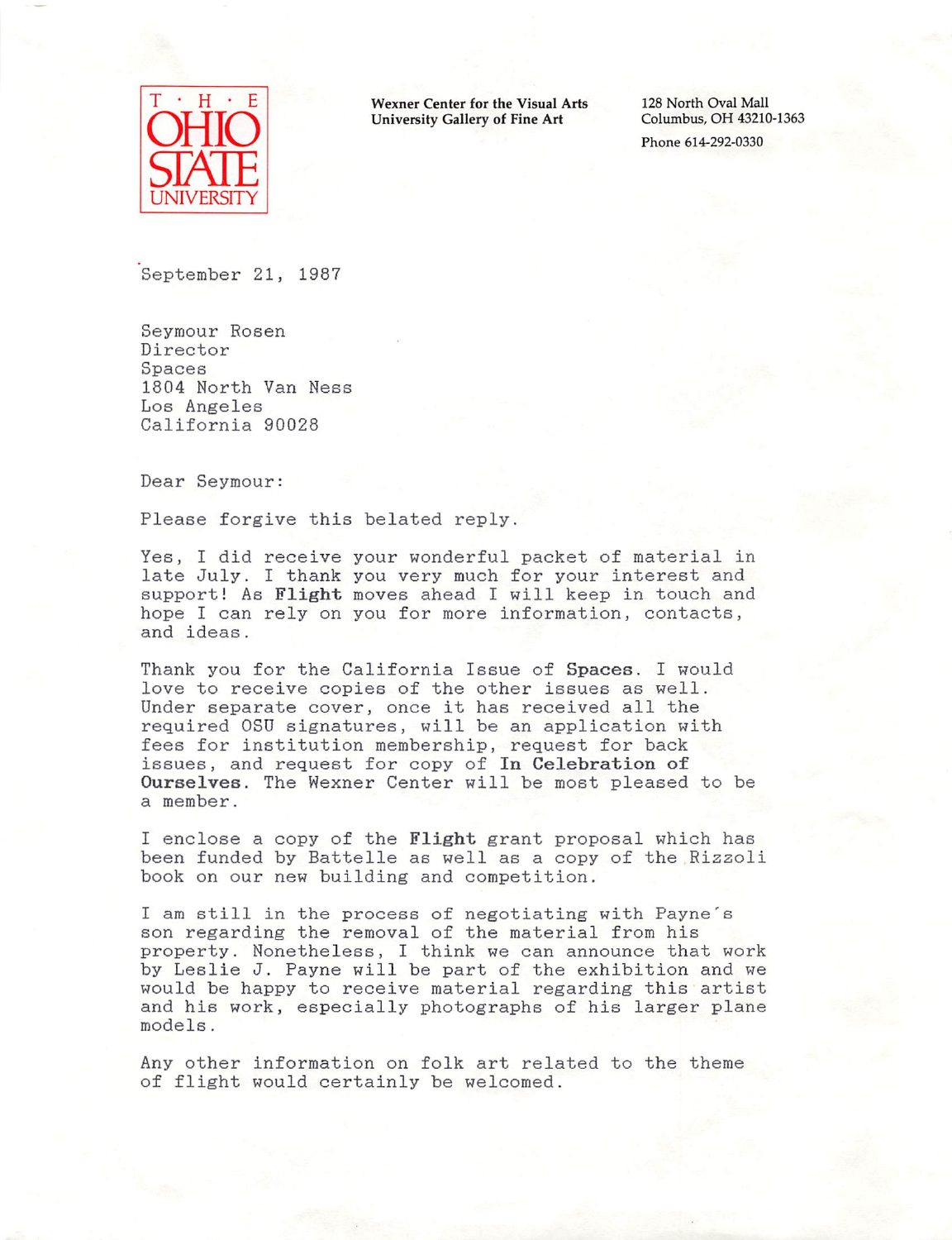THE OHIO STATE UNIVERSITY

**Wexner Center for the Visual Arts**
**University Gallery of Fine Art**

128 North Oval Mall
Columbus, OH 43210-1363

Phone 614-292-0330

September 21, 1987

Seymour Rosen
Director
Spaces
1804 North Van Ness
Los Angeles
California 90028

Dear Seymour:

Please forgive this belated reply.

Yes, I did receive your wonderful packet of material in late July. I thank you very much for your interest and support! As **Flight** moves ahead I will keep in touch and hope I can rely on you for more information, contacts, and ideas.

Thank you for the California Issue of **Spaces**. I would love to receive copies of the other issues as well. Under separate cover, once it has received all the required OSU signatures, will be an application with fees for institution membership, request for back issues, and request for copy of **In Celebration of Ourselves**. The Wexner Center will be most pleased to be a member.

I enclose a copy of the **Flight** grant proposal which has been funded by Battelle as well as a copy of the Rizzoli book on our new building and competition.

I am still in the process of negotiating with Payne's son regarding the removal of the material from his property. Nonetheless, I think we can announce that work by Leslie J. Payne will be part of the exhibition and we would be happy to receive material regarding this artist and his work, especially photographs of his larger plane models.

Any other information on folk art related to the theme of flight would certainly be welcomed.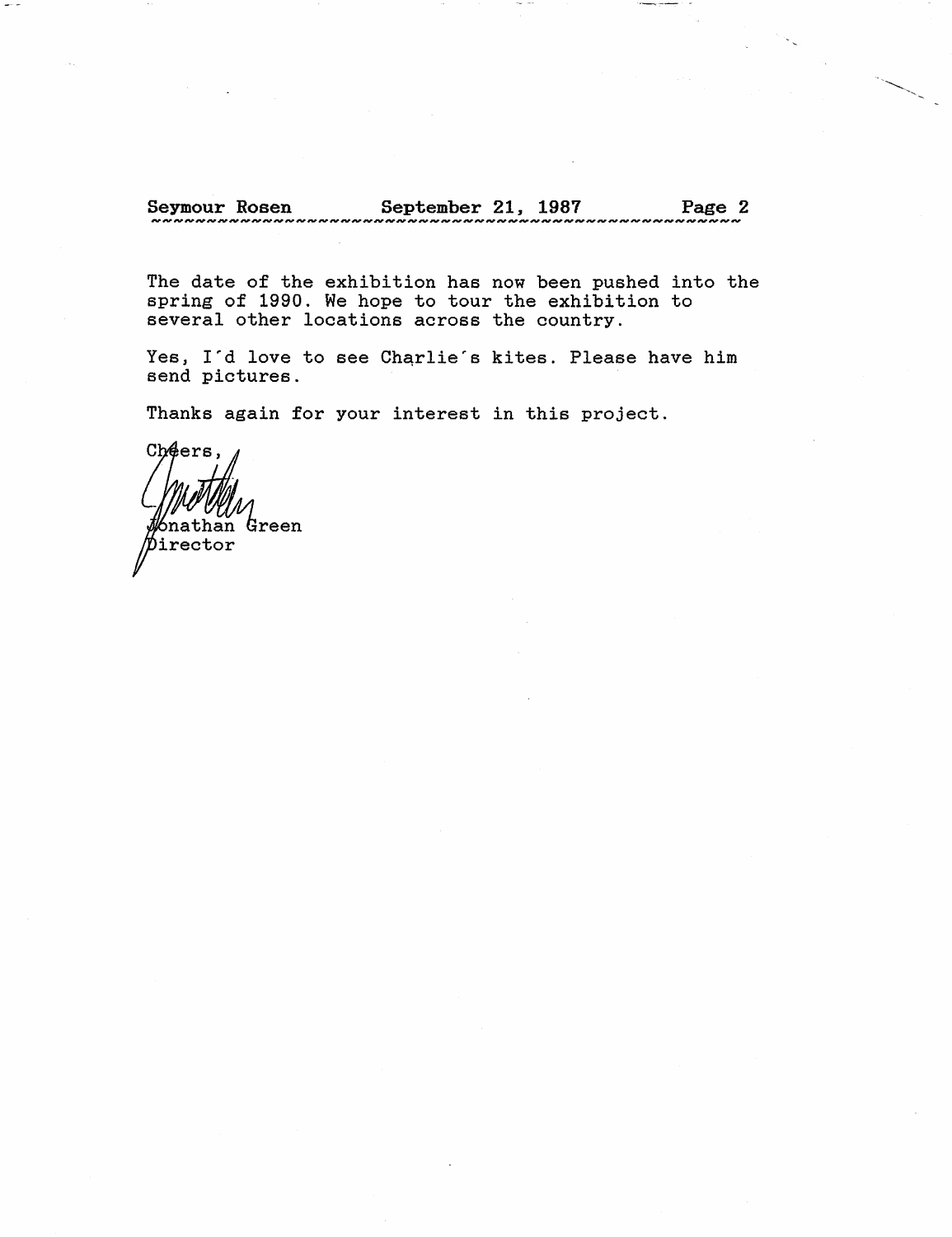The date of the exhibition has now been pushed into the spring of 1990. We hope to tour the exhibition to several other locations across the country.

Yes, I'd love to see Charlie's kites. Please have him send pictures.

Thanks again for your interest in this project.

Cheers,

Jonathan Green
Director